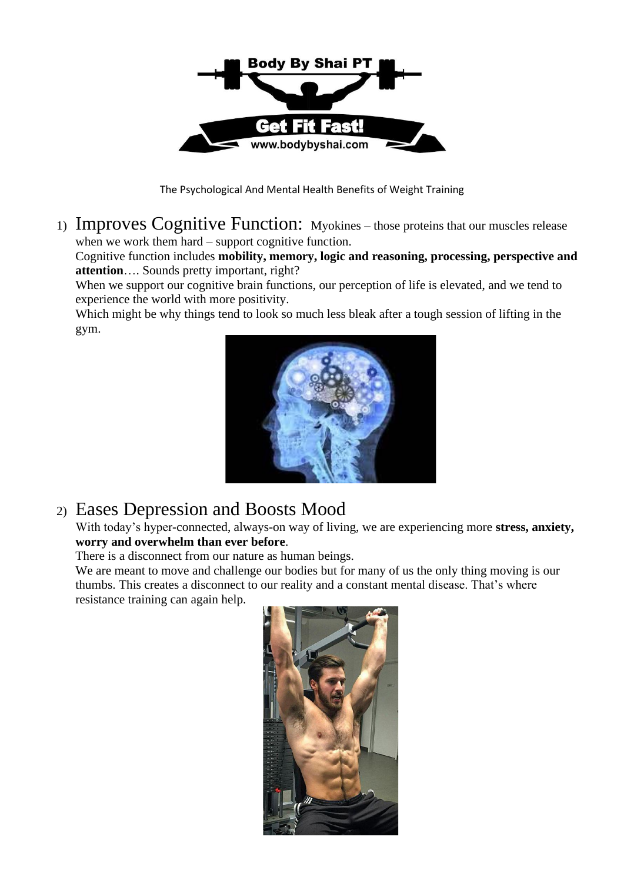The Psychological And Mental Health Benefits of Weight Training

1) **Improves Cognitive Function:** Myokines – those proteins that our muscles release when we work them hard – support cognitive function.
   Cognitive function includes **mobility, memory, logic and reasoning, processing, perspective and attention**…. Sounds pretty important, right?
   When we support our cognitive brain functions, our perception of life is elevated, and we tend to experience the world with more positivity.
   Which might be why things tend to look so much less bleak after a tough session of lifting in the gym.

2) **Eases Depression and Boosts Mood**
   With today's hyper-connected, always-on way of living, we are experiencing more **stress, anxiety, worry and overwhelm than ever before**.
   There is a disconnect from our nature as human beings.
   We are meant to move and challenge our bodies but for many of us the only thing moving is our thumbs. This creates a disconnect to our reality and a constant mental disease. That's where resistance training can again help.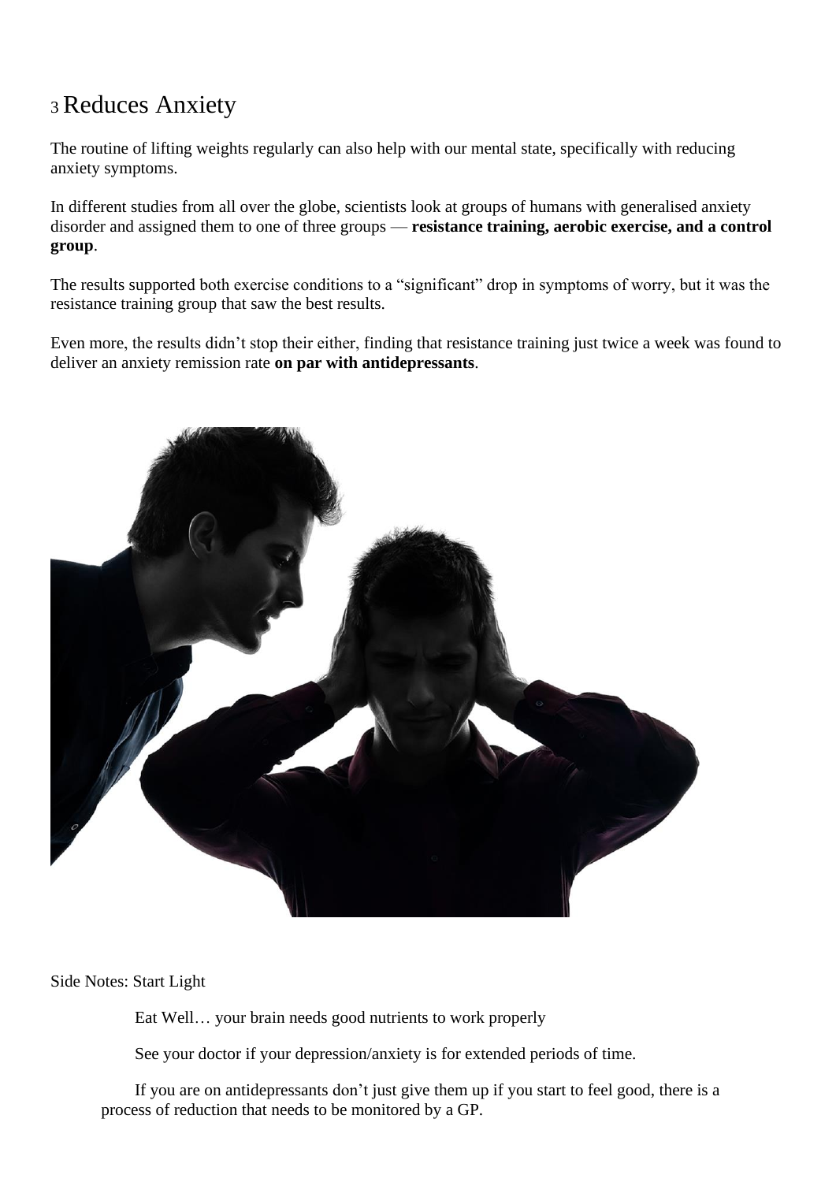## 3 Reduces Anxiety

The routine of lifting weights regularly can also help with our mental state, specifically with reducing anxiety symptoms.

In different studies from all over the globe, scientists look at groups of humans with generalised anxiety disorder and assigned them to one of three groups — **resistance training, aerobic exercise, and a control group**.

The results supported both exercise conditions to a "significant" drop in symptoms of worry, but it was the resistance training group that saw the best results.

Even more, the results didn't stop their either, finding that resistance training just twice a week was found to deliver an anxiety remission rate **on par with antidepressants**.

Side Notes: Start Light

Eat Well… your brain needs good nutrients to work properly

See your doctor if your depression/anxiety is for extended periods of time.

If you are on antidepressants don't just give them up if you start to feel good, there is a process of reduction that needs to be monitored by a GP.